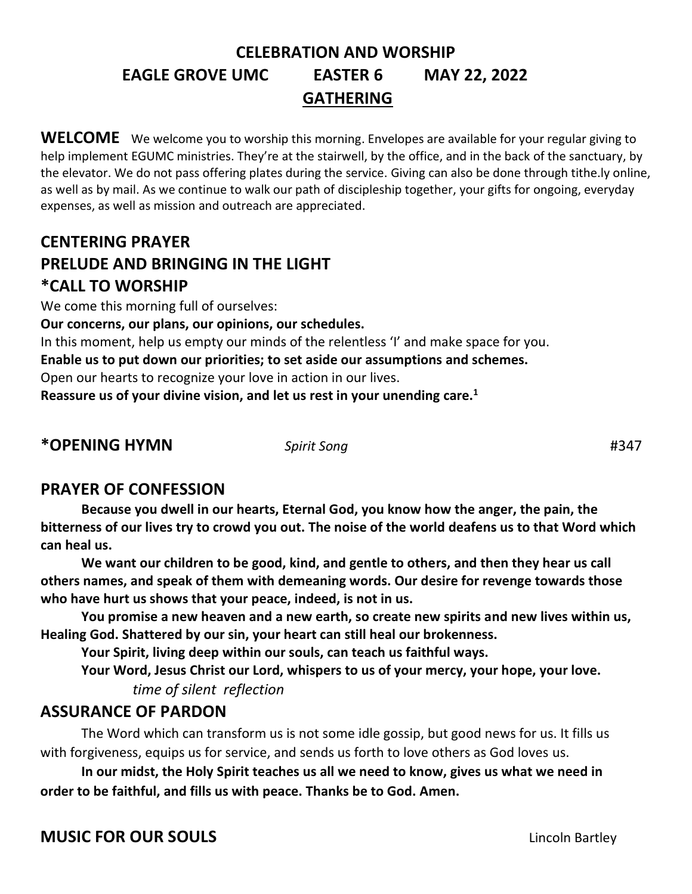# CELEBRATION AND WORSHIP

## EAGLE GROVE UMC EASTER 6 MAY 22, 2022

## GATHERING

**WELCOME** We welcome you to worship this morning. Envelopes are available for your regular giving to help implement EGUMC ministries. They're at the stairwell, by the office, and in the back of the sanctuary, by the elevator. We do not pass offering plates during the service. Giving can also be done through tithe.ly online, as well as by mail. As we continue to walk our path of discipleship together, your gifts for ongoing, everyday expenses, as well as mission and outreach are appreciated.

## CENTERING PRAYER

## PRELUDE AND BRINGING IN THE LIGHT

## *CALL TO WORSHIP

We come this morning full of ourselves:

**Our concerns, our plans, our opinions, our schedules.**

In this moment, help us empty our minds of the relentless 'I' and make space for you.

**Enable us to put down our priorities; to set aside our assumptions and schemes.**

Open our hearts to recognize your love in action in our lives.

**Reassure us of your divine vision, and let us rest in your unending care.**[1]

## *OPENING HYMN *Spirit Song* #347

## PRAYER OF CONFESSION

**Because you dwell in our hearts, Eternal God, you know how the anger, the pain, the bitterness of our lives try to crowd you out. The noise of the world deafens us to that Word which can heal us.**

**We want our children to be good, kind, and gentle to others, and then they hear us call others names, and speak of them with demeaning words. Our desire for revenge towards those who have hurt us shows that your peace, indeed, is not in us.**

**You promise a new heaven and a new earth, so create new spirits and new lives within us, Healing God. Shattered by our sin, your heart can still heal our brokenness.**

**Your Spirit, living deep within our souls, can teach us faithful ways.**

**Your Word, Jesus Christ our Lord, whispers to us of your mercy, your hope, your love.**

*time of silent reflection*

## ASSURANCE OF PARDON

The Word which can transform us is not some idle gossip, but good news for us. It fills us with forgiveness, equips us for service, and sends us forth to love others as God loves us.

**In our midst, the Holy Spirit teaches us all we need to know, gives us what we need in order to be faithful, and fills us with peace. Thanks be to God. Amen.**

## MUSIC FOR OUR SOULS Lincoln Bartley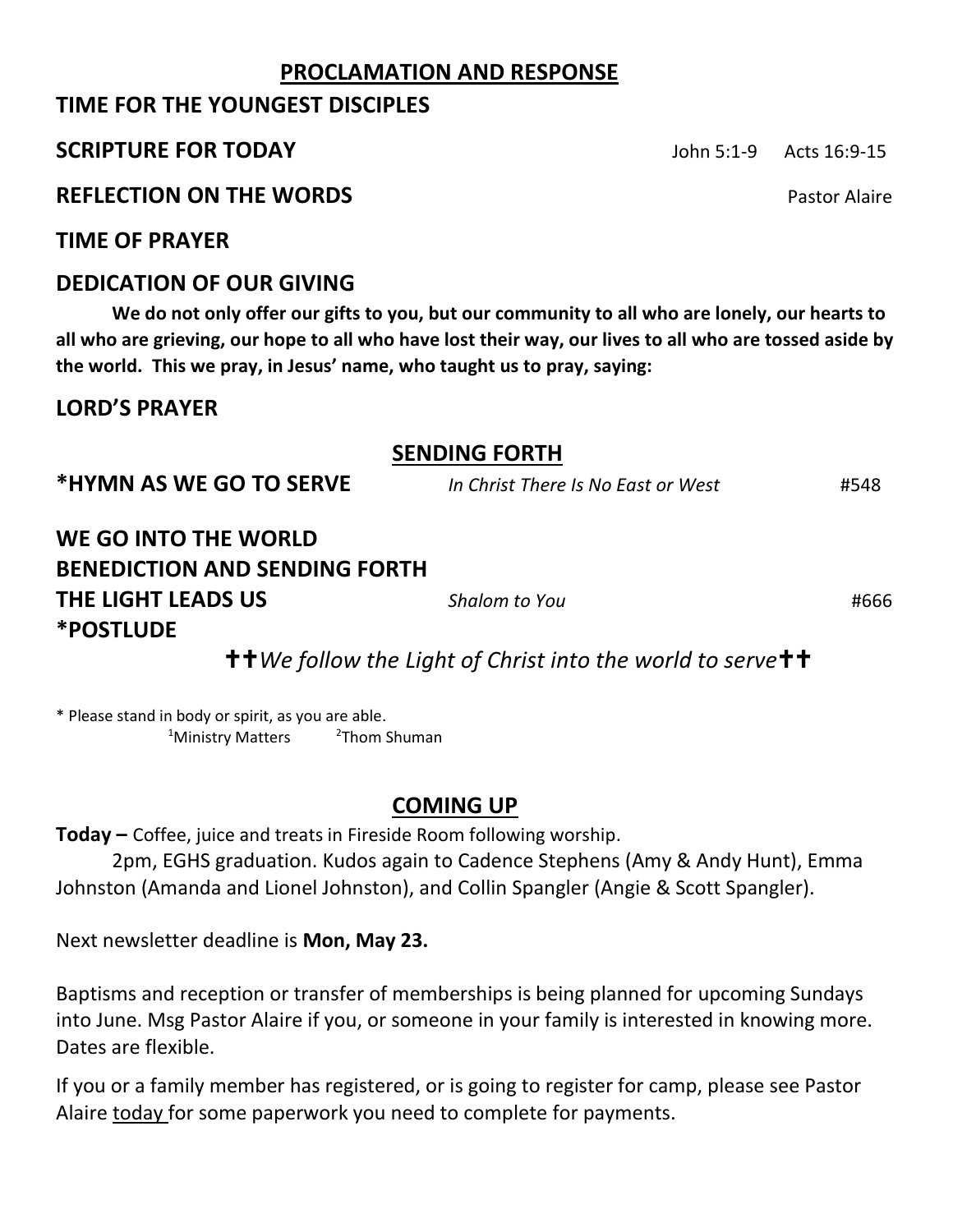## PROCLAMATION AND RESPONSE

**TIME FOR THE YOUNGEST DISCIPLES**

**SCRIPTURE FOR TODAY** John 5:1-9 Acts 16:9-15

**REFLECTION ON THE WORDS** Pastor Alaire

**TIME OF PRAYER**

**DEDICATION OF OUR GIVING**

**We do not only offer our gifts to you, but our community to all who are lonely, our hearts to all who are grieving, our hope to all who have lost their way, our lives to all who are tossed aside by the world. This we pray, in Jesus' name, who taught us to pray, saying:**

**LORD'S PRAYER**

## SENDING FORTH

**\*HYMN AS WE GO TO SERVE** *In Christ There Is No East or West* #548

**WE GO INTO THE WORLD**

**BENEDICTION AND SENDING FORTH**

**THE LIGHT LEADS US** *Shalom to You* #666

**\*POSTLUDE**

✝✝*We follow the Light of Christ into the world to serve*✝✝

\* Please stand in body or spirit, as you are able.
[1]Ministry Matters [2]Thom Shuman

## COMING UP

**Today –** Coffee, juice and treats in Fireside Room following worship.

2pm, EGHS graduation. Kudos again to Cadence Stephens (Amy & Andy Hunt), Emma Johnston (Amanda and Lionel Johnston), and Collin Spangler (Angie & Scott Spangler).

Next newsletter deadline is **Mon, May 23.**

Baptisms and reception or transfer of memberships is being planned for upcoming Sundays into June. Msg Pastor Alaire if you, or someone in your family is interested in knowing more. Dates are flexible.

If you or a family member has registered, or is going to register for camp, please see Pastor Alaire today for some paperwork you need to complete for payments.